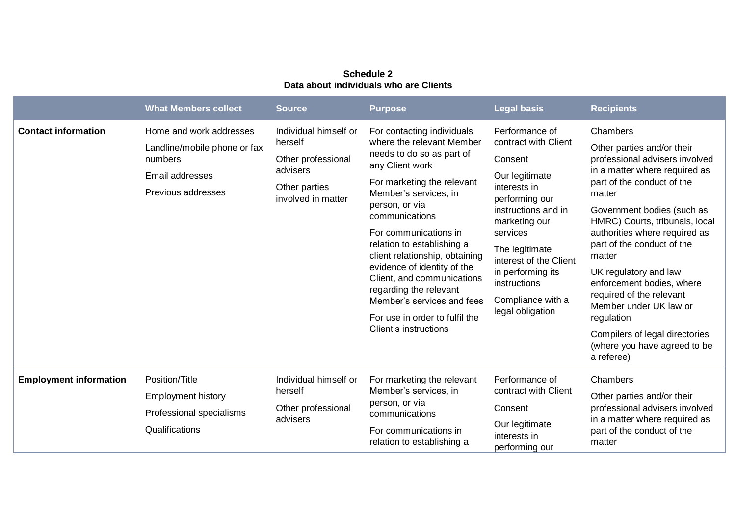**Schedule 2**
**Data about individuals who are Clients**

| | What Members collect | Source | Purpose | Legal basis | Recipients |
|---|---|---|---|---|---|
| **Contact information** | Home and work addresses<br>Landline/mobile phone or fax numbers<br>Email addresses<br>Previous addresses | Individual himself or herself<br>Other professional advisers<br>Other parties involved in matter | For contacting individuals where the relevant Member needs to do so as part of any Client work<br>For marketing the relevant Member's services, in person, or via communications<br>For communications in relation to establishing a client relationship, obtaining evidence of identity of the Client, and communications regarding the relevant Member's services and fees<br>For use in order to fulfil the Client's instructions | Performance of contract with Client<br>Consent<br>Our legitimate interests in performing our instructions and in marketing our services<br>The legitimate interest of the Client in performing its instructions<br>Compliance with a legal obligation | Chambers<br>Other parties and/or their professional advisers involved in a matter where required as part of the conduct of the matter<br>Government bodies (such as HMRC) Courts, tribunals, local authorities where required as part of the conduct of the matter<br>UK regulatory and law enforcement bodies, where required of the relevant Member under UK law or regulation<br>Compilers of legal directories (where you have agreed to be a referee) |
| **Employment information** | Position/Title<br>Employment history<br>Professional specialisms<br>Qualifications | Individual himself or herself<br>Other professional advisers | For marketing the relevant Member's services, in person, or via communications<br>For communications in relation to establishing a | Performance of contract with Client<br>Consent<br>Our legitimate interests in performing our | Chambers<br>Other parties and/or their professional advisers involved in a matter where required as part of the conduct of the matter |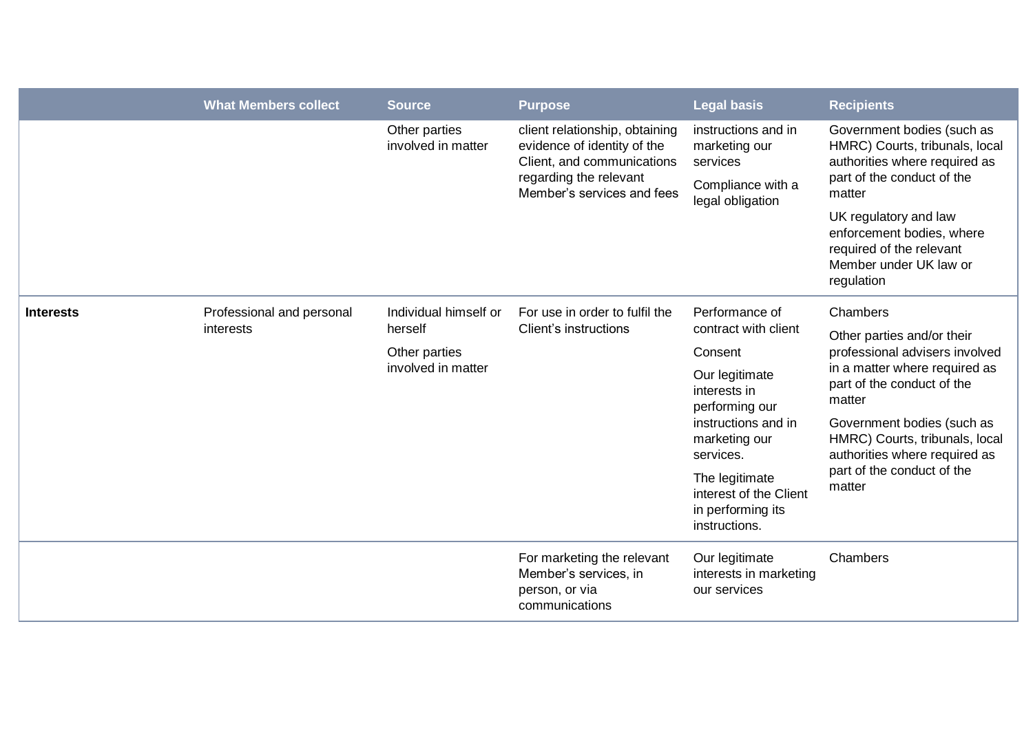| | What Members collect | Source | Purpose | Legal basis | Recipients |
|---|---|---|---|---|---|
| | | Other parties involved in matter | client relationship, obtaining evidence of identity of the Client, and communications regarding the relevant Member's services and fees | instructions and in marketing our services<br><br>Compliance with a legal obligation | Government bodies (such as HMRC) Courts, tribunals, local authorities where required as part of the conduct of the matter<br><br>UK regulatory and law enforcement bodies, where required of the relevant Member under UK law or regulation |
| **Interests** | Professional and personal interests | Individual himself or herself<br><br>Other parties involved in matter | For use in order to fulfil the Client's instructions | Performance of contract with client<br><br>Consent<br><br>Our legitimate interests in performing our instructions and in marketing our services.<br><br>The legitimate interest of the Client in performing its instructions. | Chambers<br><br>Other parties and/or their professional advisers involved in a matter where required as part of the conduct of the matter<br><br>Government bodies (such as HMRC) Courts, tribunals, local authorities where required as part of the conduct of the matter |
| | | | For marketing the relevant Member's services, in person, or via communications | Our legitimate interests in marketing our services | Chambers |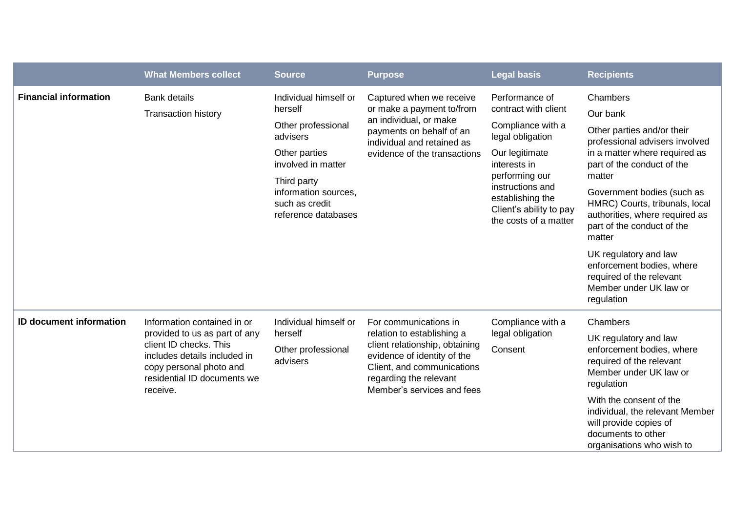| | What Members collect | Source | Purpose | Legal basis | Recipients |
|---|---|---|---|---|---|
| **Financial information** | Bank details<br>Transaction history | Individual himself or herself<br>Other professional advisers<br>Other parties involved in matter<br>Third party information sources, such as credit reference databases | Captured when we receive or make a payment to/from an individual, or make payments on behalf of an individual and retained as evidence of the transactions | Performance of contract with client<br>Compliance with a legal obligation<br>Our legitimate interests in performing our instructions and establishing the Client's ability to pay the costs of a matter | Chambers<br>Our bank<br>Other parties and/or their professional advisers involved in a matter where required as part of the conduct of the matter<br>Government bodies (such as HMRC) Courts, tribunals, local authorities, where required as part of the conduct of the matter<br>UK regulatory and law enforcement bodies, where required of the relevant Member under UK law or regulation |
| **ID document information** | Information contained in or provided to us as part of any client ID checks. This includes details included in copy personal photo and residential ID documents we receive. | Individual himself or herself<br>Other professional advisers | For communications in relation to establishing a client relationship, obtaining evidence of identity of the Client, and communications regarding the relevant Member's services and fees | Compliance with a legal obligation<br>Consent | Chambers<br>UK regulatory and law enforcement bodies, where required of the relevant Member under UK law or regulation<br>With the consent of the individual, the relevant Member will provide copies of documents to other organisations who wish to |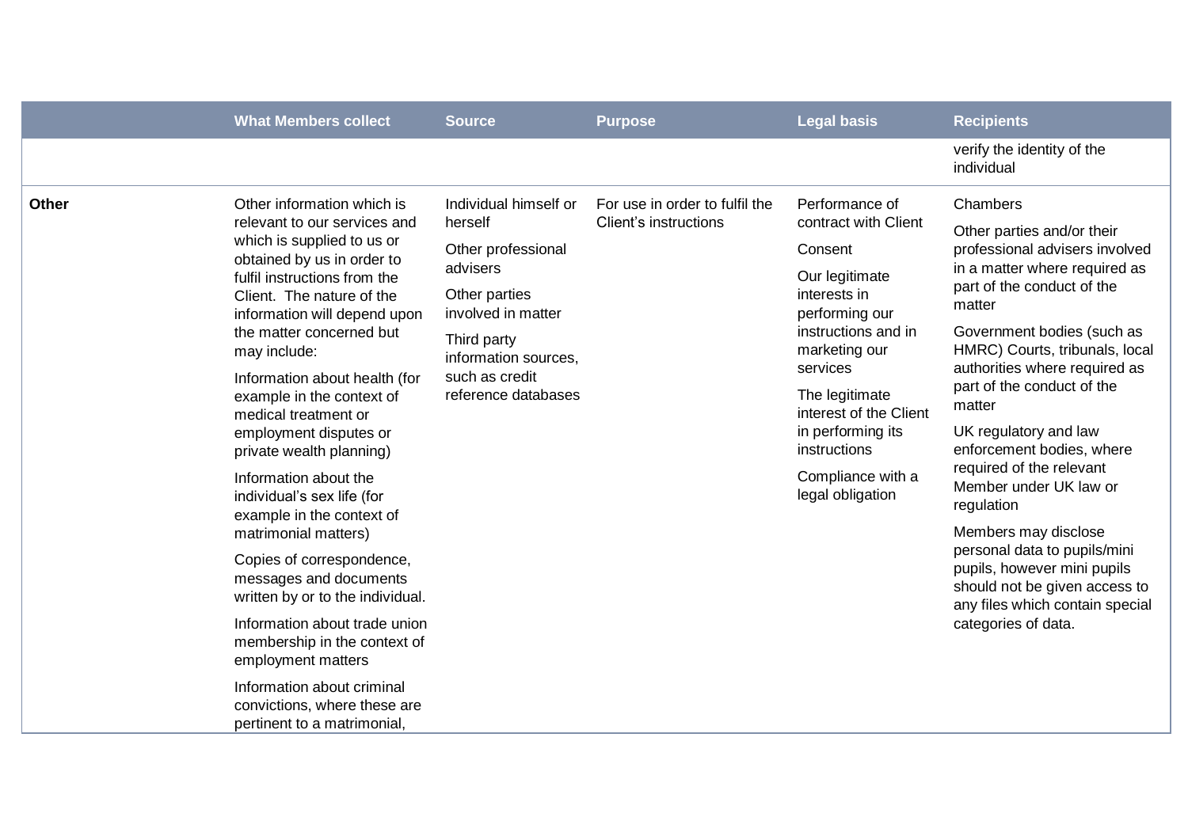| | What Members collect | Source | Purpose | Legal basis | Recipients |
|---|---|---|---|---|---|
| | | | | | verify the identity of the individual |
| **Other** | Other information which is relevant to our services and which is supplied to us or obtained by us in order to fulfil instructions from the Client. The nature of the information will depend upon the matter concerned but may include:<br><br>Information about health (for example in the context of medical treatment or employment disputes or private wealth planning)<br><br>Information about the individual's sex life (for example in the context of matrimonial matters)<br><br>Copies of correspondence, messages and documents written by or to the individual.<br><br>Information about trade union membership in the context of employment matters<br><br>Information about criminal convictions, where these are pertinent to a matrimonial, | Individual himself or herself<br><br>Other professional advisers<br><br>Other parties involved in matter<br><br>Third party information sources, such as credit reference databases | For use in order to fulfil the Client's instructions | Performance of contract with Client<br><br>Consent<br><br>Our legitimate interests in performing our instructions and in marketing our services<br><br>The legitimate interest of the Client in performing its instructions<br><br>Compliance with a legal obligation | Chambers<br><br>Other parties and/or their professional advisers involved in a matter where required as part of the conduct of the matter<br><br>Government bodies (such as HMRC) Courts, tribunals, local authorities where required as part of the conduct of the matter<br><br>UK regulatory and law enforcement bodies, where required of the relevant Member under UK law or regulation<br><br>Members may disclose personal data to pupils/mini pupils, however mini pupils should not be given access to any files which contain special categories of data. |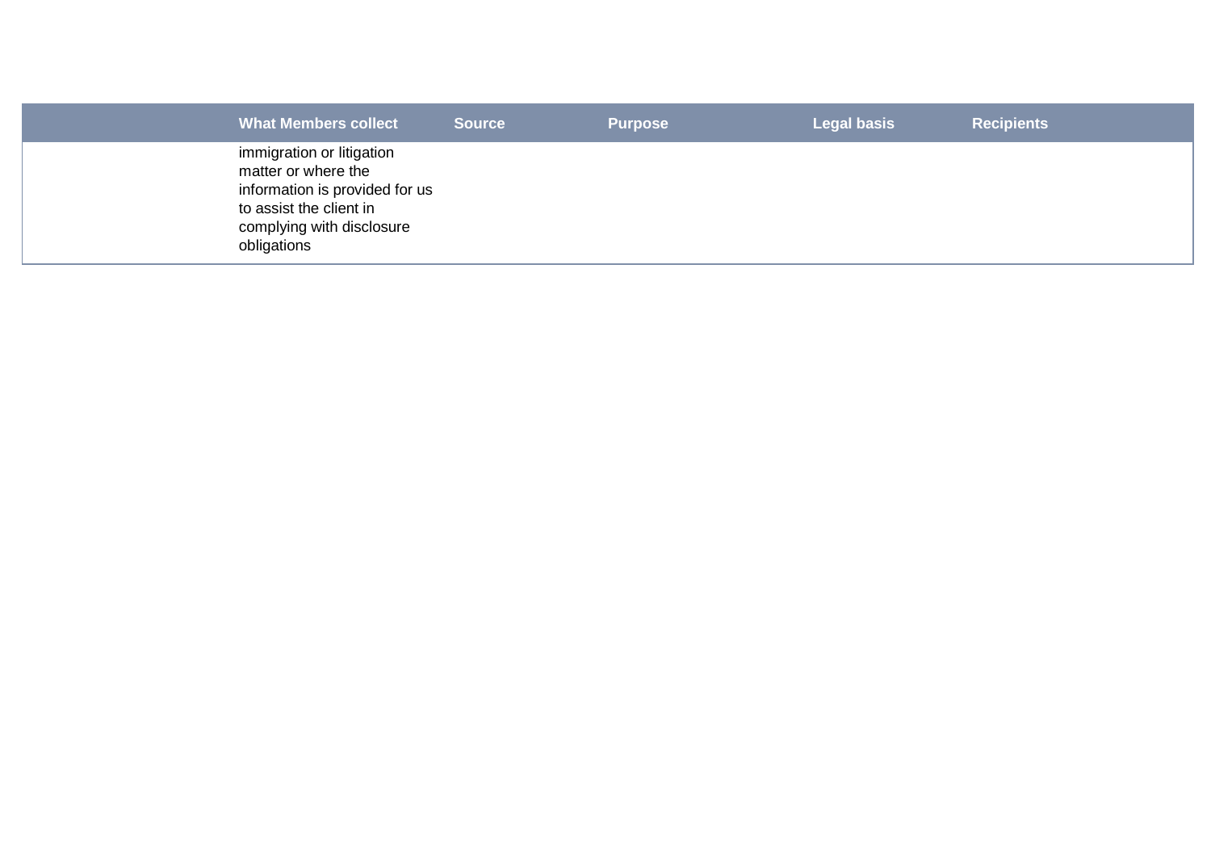| | What Members collect | Source | Purpose | Legal basis | Recipients |
|---|---|---|---|---|---|
| | immigration or litigation matter or where the information is provided for us to assist the client in complying with disclosure obligations | | | | |